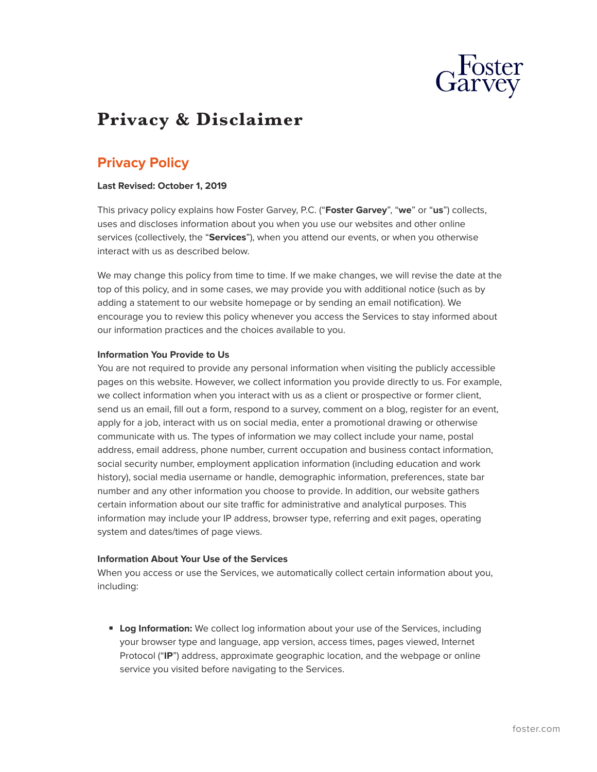# Privacy & Disclaimer

## Privacy Policy

**Last Revised: October 1, 2019**

This privacy policy explains how Foster Garvey, P.C. ("**Foster Garvey**", "**we**" or "**us**") collects, uses and discloses information about you when you use our websites and other online services (collectively, the "**Services**"), when you attend our events, or when you otherwise interact with us as described below.

We may change this policy from time to time. If we make changes, we will revise the date at the top of this policy, and in some cases, we may provide you with additional notice (such as by adding a statement to our website homepage or by sending an email notification). We encourage you to review this policy whenever you access the Services to stay informed about our information practices and the choices available to you.

**Information You Provide to Us**

You are not required to provide any personal information when visiting the publicly accessible pages on this website. However, we collect information you provide directly to us. For example, we collect information when you interact with us as a client or prospective or former client, send us an email, fill out a form, respond to a survey, comment on a blog, register for an event, apply for a job, interact with us on social media, enter a promotional drawing or otherwise communicate with us. The types of information we may collect include your name, postal address, email address, phone number, current occupation and business contact information, social security number, employment application information (including education and work history), social media username or handle, demographic information, preferences, state bar number and any other information you choose to provide. In addition, our website gathers certain information about our site traffic for administrative and analytical purposes. This information may include your IP address, browser type, referring and exit pages, operating system and dates/times of page views.

**Information About Your Use of the Services**

When you access or use the Services, we automatically collect certain information about you, including:

- **Log Information:** We collect log information about your use of the Services, including your browser type and language, app version, access times, pages viewed, Internet Protocol ("**IP**") address, approximate geographic location, and the webpage or online service you visited before navigating to the Services.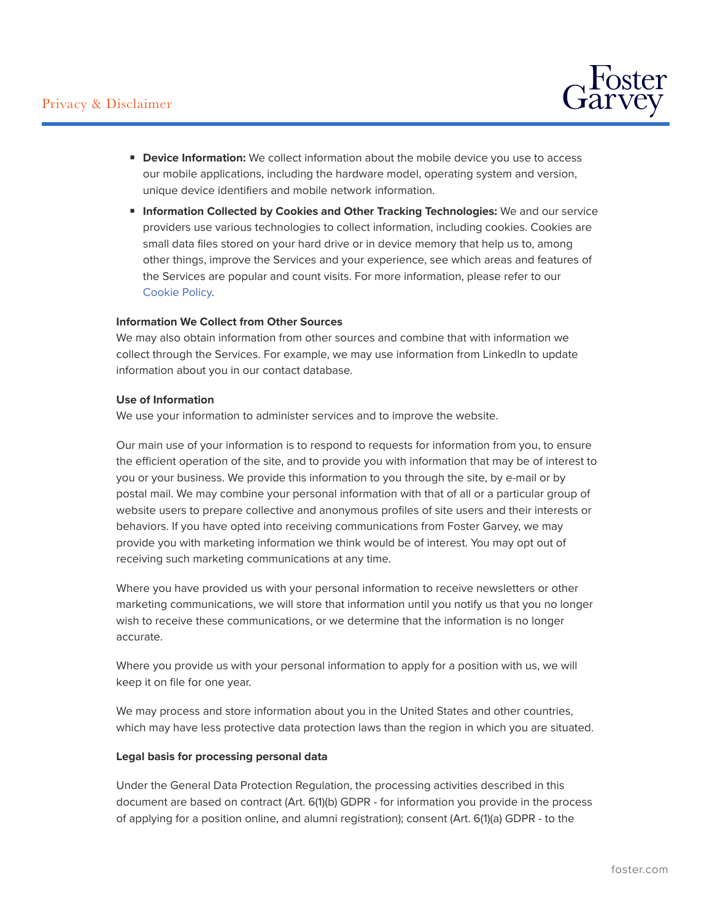- **Device Information:** We collect information about the mobile device you use to access our mobile applications, including the hardware model, operating system and version, unique device identifiers and mobile network information.
- **Information Collected by Cookies and Other Tracking Technologies:** We and our service providers use various technologies to collect information, including cookies. Cookies are small data files stored on your hard drive or in device memory that help us to, among other things, improve the Services and your experience, see which areas and features of the Services are popular and count visits. For more information, please refer to our Cookie Policy.

**Information We Collect from Other Sources**
We may also obtain information from other sources and combine that with information we collect through the Services. For example, we may use information from LinkedIn to update information about you in our contact database.

**Use of Information**
We use your information to administer services and to improve the website.

Our main use of your information is to respond to requests for information from you, to ensure the efficient operation of the site, and to provide you with information that may be of interest to you or your business. We provide this information to you through the site, by e-mail or by postal mail. We may combine your personal information with that of all or a particular group of website users to prepare collective and anonymous profiles of site users and their interests or behaviors. If you have opted into receiving communications from Foster Garvey, we may provide you with marketing information we think would be of interest. You may opt out of receiving such marketing communications at any time.

Where you have provided us with your personal information to receive newsletters or other marketing communications, we will store that information until you notify us that you no longer wish to receive these communications, or we determine that the information is no longer accurate.

Where you provide us with your personal information to apply for a position with us, we will keep it on file for one year.

We may process and store information about you in the United States and other countries, which may have less protective data protection laws than the region in which you are situated.

**Legal basis for processing personal data**

Under the General Data Protection Regulation, the processing activities described in this document are based on contract (Art. 6(1)(b) GDPR - for information you provide in the process of applying for a position online, and alumni registration); consent (Art. 6(1)(a) GDPR - to the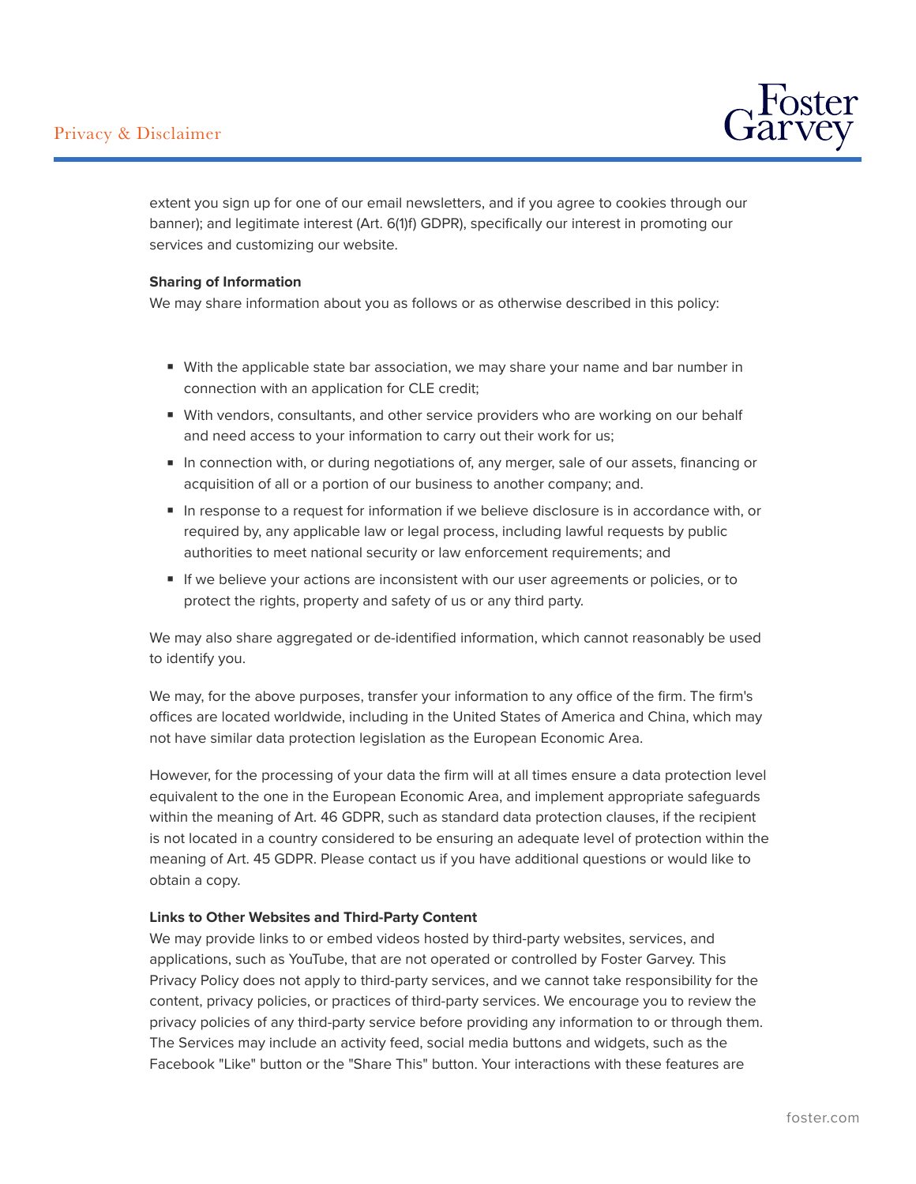extent you sign up for one of our email newsletters, and if you agree to cookies through our banner); and legitimate interest (Art. 6(1)f) GDPR), specifically our interest in promoting our services and customizing our website.

**Sharing of Information**

We may share information about you as follows or as otherwise described in this policy:

- With the applicable state bar association, we may share your name and bar number in connection with an application for CLE credit;
- With vendors, consultants, and other service providers who are working on our behalf and need access to your information to carry out their work for us;
- In connection with, or during negotiations of, any merger, sale of our assets, financing or acquisition of all or a portion of our business to another company; and.
- In response to a request for information if we believe disclosure is in accordance with, or required by, any applicable law or legal process, including lawful requests by public authorities to meet national security or law enforcement requirements; and
- If we believe your actions are inconsistent with our user agreements or policies, or to protect the rights, property and safety of us or any third party.

We may also share aggregated or de-identified information, which cannot reasonably be used to identify you.

We may, for the above purposes, transfer your information to any office of the firm. The firm's offices are located worldwide, including in the United States of America and China, which may not have similar data protection legislation as the European Economic Area.

However, for the processing of your data the firm will at all times ensure a data protection level equivalent to the one in the European Economic Area, and implement appropriate safeguards within the meaning of Art. 46 GDPR, such as standard data protection clauses, if the recipient is not located in a country considered to be ensuring an adequate level of protection within the meaning of Art. 45 GDPR. Please contact us if you have additional questions or would like to obtain a copy.

**Links to Other Websites and Third-Party Content**

We may provide links to or embed videos hosted by third-party websites, services, and applications, such as YouTube, that are not operated or controlled by Foster Garvey. This Privacy Policy does not apply to third-party services, and we cannot take responsibility for the content, privacy policies, or practices of third-party services. We encourage you to review the privacy policies of any third-party service before providing any information to or through them. The Services may include an activity feed, social media buttons and widgets, such as the Facebook "Like" button or the "Share This" button. Your interactions with these features are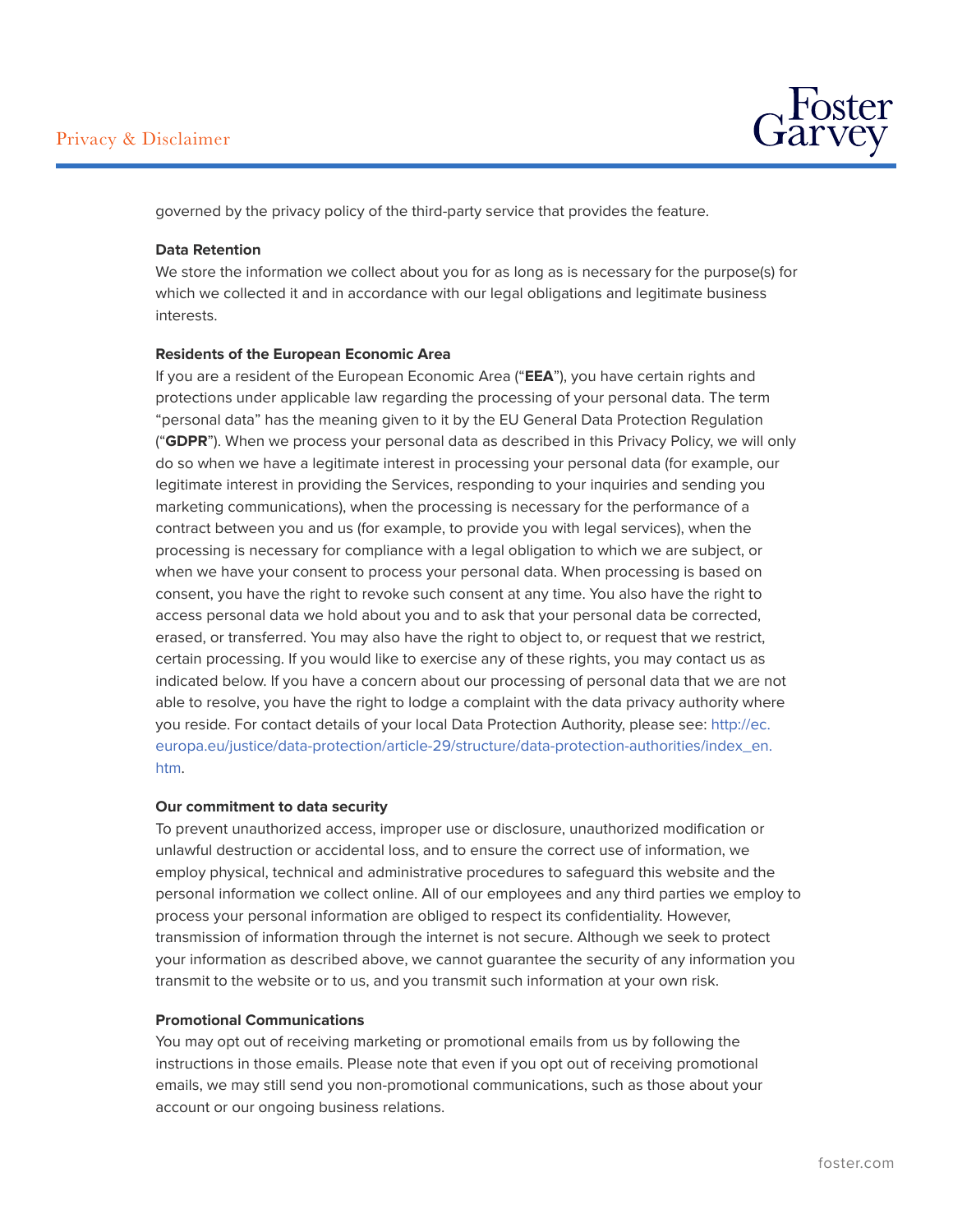governed by the privacy policy of the third-party service that provides the feature.

**Data Retention**

We store the information we collect about you for as long as is necessary for the purpose(s) for which we collected it and in accordance with our legal obligations and legitimate business interests.

**Residents of the European Economic Area**

If you are a resident of the European Economic Area ("**EEA**"), you have certain rights and protections under applicable law regarding the processing of your personal data. The term "personal data" has the meaning given to it by the EU General Data Protection Regulation ("**GDPR**"). When we process your personal data as described in this Privacy Policy, we will only do so when we have a legitimate interest in processing your personal data (for example, our legitimate interest in providing the Services, responding to your inquiries and sending you marketing communications), when the processing is necessary for the performance of a contract between you and us (for example, to provide you with legal services), when the processing is necessary for compliance with a legal obligation to which we are subject, or when we have your consent to process your personal data. When processing is based on consent, you have the right to revoke such consent at any time. You also have the right to access personal data we hold about you and to ask that your personal data be corrected, erased, or transferred. You may also have the right to object to, or request that we restrict, certain processing. If you would like to exercise any of these rights, you may contact us as indicated below. If you have a concern about our processing of personal data that we are not able to resolve, you have the right to lodge a complaint with the data privacy authority where you reside. For contact details of your local Data Protection Authority, please see: http://ec.europa.eu/justice/data-protection/article-29/structure/data-protection-authorities/index_en.htm.

**Our commitment to data security**

To prevent unauthorized access, improper use or disclosure, unauthorized modification or unlawful destruction or accidental loss, and to ensure the correct use of information, we employ physical, technical and administrative procedures to safeguard this website and the personal information we collect online. All of our employees and any third parties we employ to process your personal information are obliged to respect its confidentiality. However, transmission of information through the internet is not secure. Although we seek to protect your information as described above, we cannot guarantee the security of any information you transmit to the website or to us, and you transmit such information at your own risk.

**Promotional Communications**

You may opt out of receiving marketing or promotional emails from us by following the instructions in those emails. Please note that even if you opt out of receiving promotional emails, we may still send you non-promotional communications, such as those about your account or our ongoing business relations.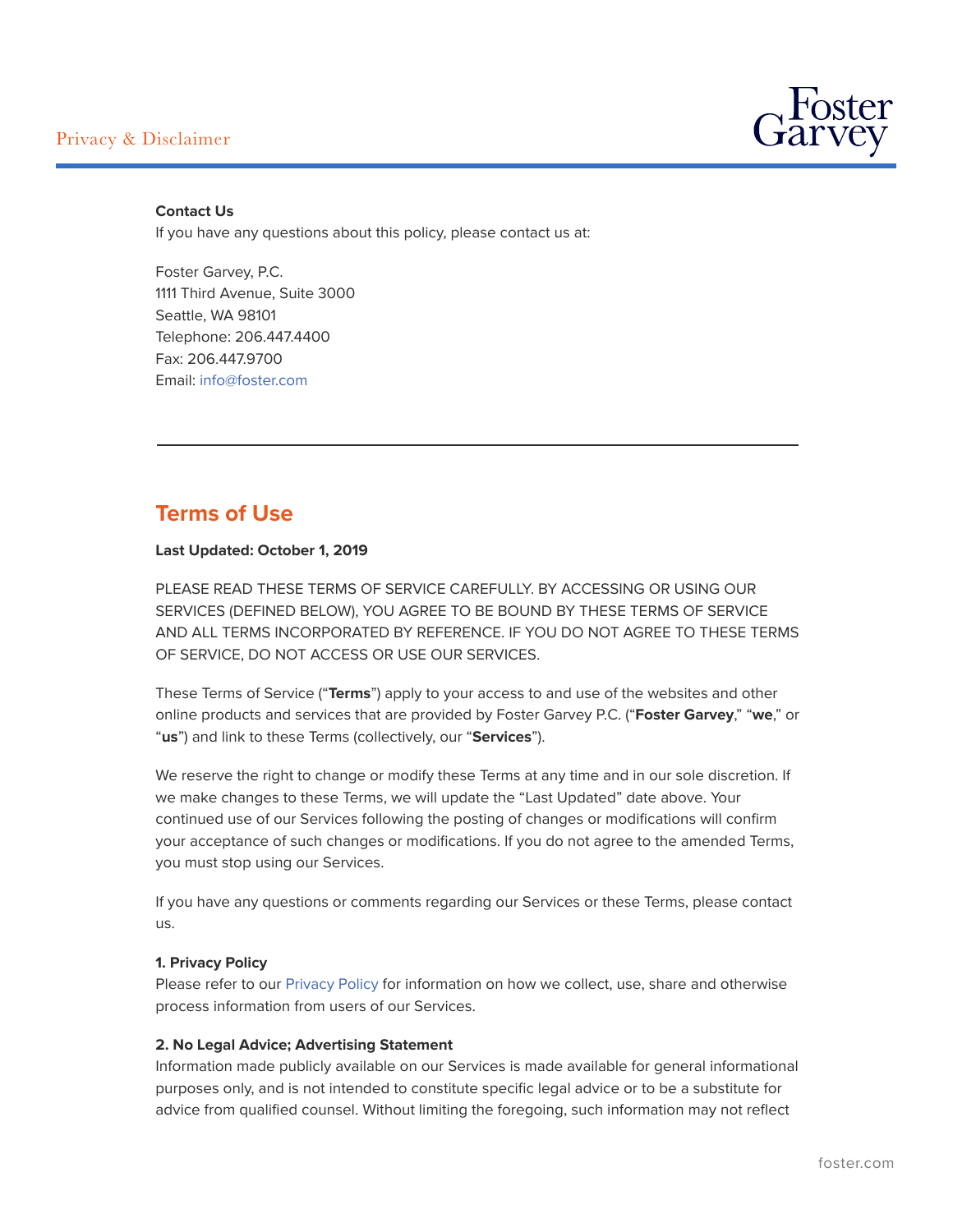**Contact Us**
If you have any questions about this policy, please contact us at:

Foster Garvey, P.C.
1111 Third Avenue, Suite 3000
Seattle, WA 98101
Telephone: 206.447.4400
Fax: 206.447.9700
Email: info@foster.com

---

## Terms of Use

**Last Updated: October 1, 2019**

PLEASE READ THESE TERMS OF SERVICE CAREFULLY. BY ACCESSING OR USING OUR SERVICES (DEFINED BELOW), YOU AGREE TO BE BOUND BY THESE TERMS OF SERVICE AND ALL TERMS INCORPORATED BY REFERENCE. IF YOU DO NOT AGREE TO THESE TERMS OF SERVICE, DO NOT ACCESS OR USE OUR SERVICES.

These Terms of Service ("**Terms**") apply to your access to and use of the websites and other online products and services that are provided by Foster Garvey P.C. ("**Foster Garvey**," "**we**," or "**us**") and link to these Terms (collectively, our "**Services**").

We reserve the right to change or modify these Terms at any time and in our sole discretion. If we make changes to these Terms, we will update the "Last Updated" date above. Your continued use of our Services following the posting of changes or modifications will confirm your acceptance of such changes or modifications. If you do not agree to the amended Terms, you must stop using our Services.

If you have any questions or comments regarding our Services or these Terms, please contact us.

**1. Privacy Policy**
Please refer to our Privacy Policy for information on how we collect, use, share and otherwise process information from users of our Services.

**2. No Legal Advice; Advertising Statement**
Information made publicly available on our Services is made available for general informational purposes only, and is not intended to constitute specific legal advice or to be a substitute for advice from qualified counsel. Without limiting the foregoing, such information may not reflect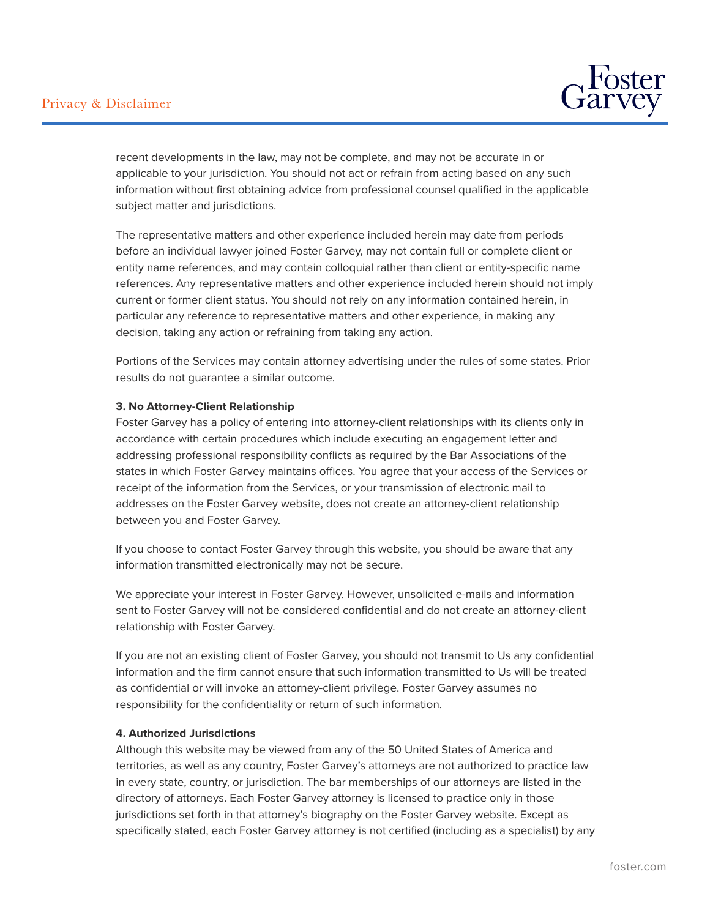recent developments in the law, may not be complete, and may not be accurate in or applicable to your jurisdiction. You should not act or refrain from acting based on any such information without first obtaining advice from professional counsel qualified in the applicable subject matter and jurisdictions.

The representative matters and other experience included herein may date from periods before an individual lawyer joined Foster Garvey, may not contain full or complete client or entity name references, and may contain colloquial rather than client or entity-specific name references. Any representative matters and other experience included herein should not imply current or former client status. You should not rely on any information contained herein, in particular any reference to representative matters and other experience, in making any decision, taking any action or refraining from taking any action.

Portions of the Services may contain attorney advertising under the rules of some states. Prior results do not guarantee a similar outcome.

**3. No Attorney-Client Relationship**

Foster Garvey has a policy of entering into attorney-client relationships with its clients only in accordance with certain procedures which include executing an engagement letter and addressing professional responsibility conflicts as required by the Bar Associations of the states in which Foster Garvey maintains offices. You agree that your access of the Services or receipt of the information from the Services, or your transmission of electronic mail to addresses on the Foster Garvey website, does not create an attorney-client relationship between you and Foster Garvey.

If you choose to contact Foster Garvey through this website, you should be aware that any information transmitted electronically may not be secure.

We appreciate your interest in Foster Garvey. However, unsolicited e-mails and information sent to Foster Garvey will not be considered confidential and do not create an attorney-client relationship with Foster Garvey.

If you are not an existing client of Foster Garvey, you should not transmit to Us any confidential information and the firm cannot ensure that such information transmitted to Us will be treated as confidential or will invoke an attorney-client privilege. Foster Garvey assumes no responsibility for the confidentiality or return of such information.

**4. Authorized Jurisdictions**

Although this website may be viewed from any of the 50 United States of America and territories, as well as any country, Foster Garvey's attorneys are not authorized to practice law in every state, country, or jurisdiction. The bar memberships of our attorneys are listed in the directory of attorneys. Each Foster Garvey attorney is licensed to practice only in those jurisdictions set forth in that attorney's biography on the Foster Garvey website. Except as specifically stated, each Foster Garvey attorney is not certified (including as a specialist) by any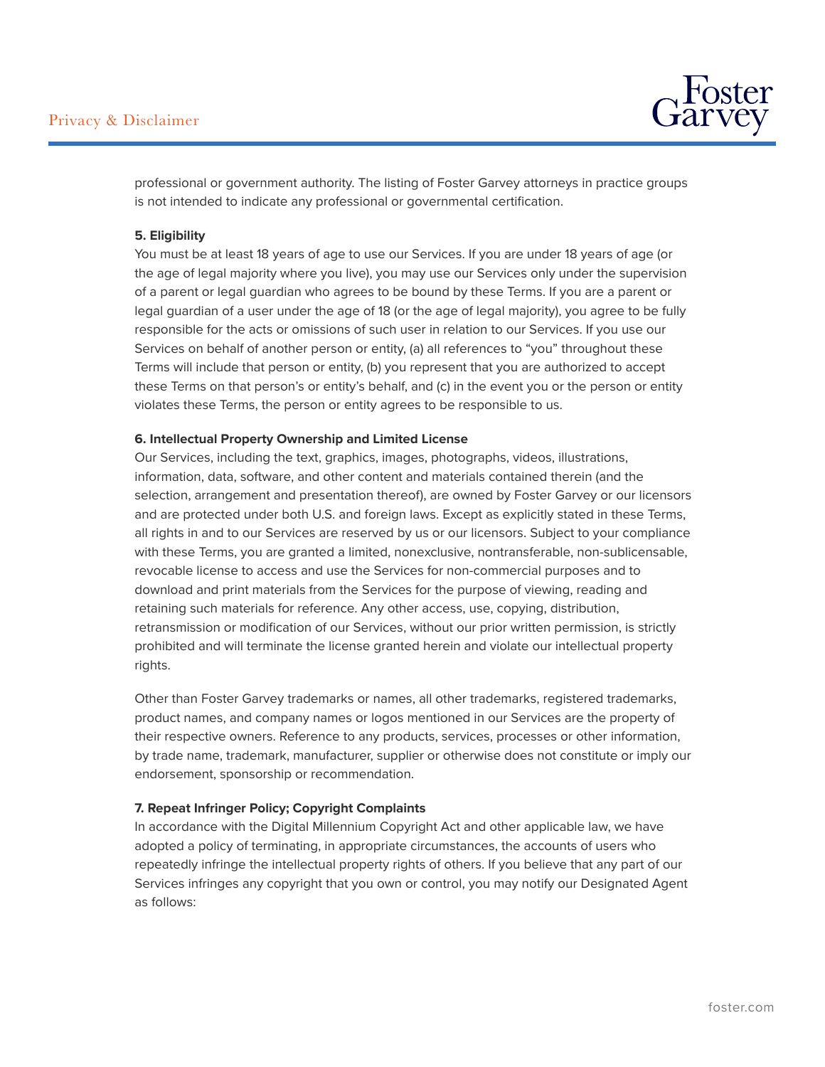professional or government authority. The listing of Foster Garvey attorneys in practice groups is not intended to indicate any professional or governmental certification.

**5. Eligibility**

You must be at least 18 years of age to use our Services. If you are under 18 years of age (or the age of legal majority where you live), you may use our Services only under the supervision of a parent or legal guardian who agrees to be bound by these Terms. If you are a parent or legal guardian of a user under the age of 18 (or the age of legal majority), you agree to be fully responsible for the acts or omissions of such user in relation to our Services. If you use our Services on behalf of another person or entity, (a) all references to "you" throughout these Terms will include that person or entity, (b) you represent that you are authorized to accept these Terms on that person's or entity's behalf, and (c) in the event you or the person or entity violates these Terms, the person or entity agrees to be responsible to us.

**6. Intellectual Property Ownership and Limited License**

Our Services, including the text, graphics, images, photographs, videos, illustrations, information, data, software, and other content and materials contained therein (and the selection, arrangement and presentation thereof), are owned by Foster Garvey or our licensors and are protected under both U.S. and foreign laws. Except as explicitly stated in these Terms, all rights in and to our Services are reserved by us or our licensors. Subject to your compliance with these Terms, you are granted a limited, nonexclusive, nontransferable, non-sublicensable, revocable license to access and use the Services for non-commercial purposes and to download and print materials from the Services for the purpose of viewing, reading and retaining such materials for reference. Any other access, use, copying, distribution, retransmission or modification of our Services, without our prior written permission, is strictly prohibited and will terminate the license granted herein and violate our intellectual property rights.

Other than Foster Garvey trademarks or names, all other trademarks, registered trademarks, product names, and company names or logos mentioned in our Services are the property of their respective owners. Reference to any products, services, processes or other information, by trade name, trademark, manufacturer, supplier or otherwise does not constitute or imply our endorsement, sponsorship or recommendation.

**7. Repeat Infringer Policy; Copyright Complaints**

In accordance with the Digital Millennium Copyright Act and other applicable law, we have adopted a policy of terminating, in appropriate circumstances, the accounts of users who repeatedly infringe the intellectual property rights of others. If you believe that any part of our Services infringes any copyright that you own or control, you may notify our Designated Agent as follows: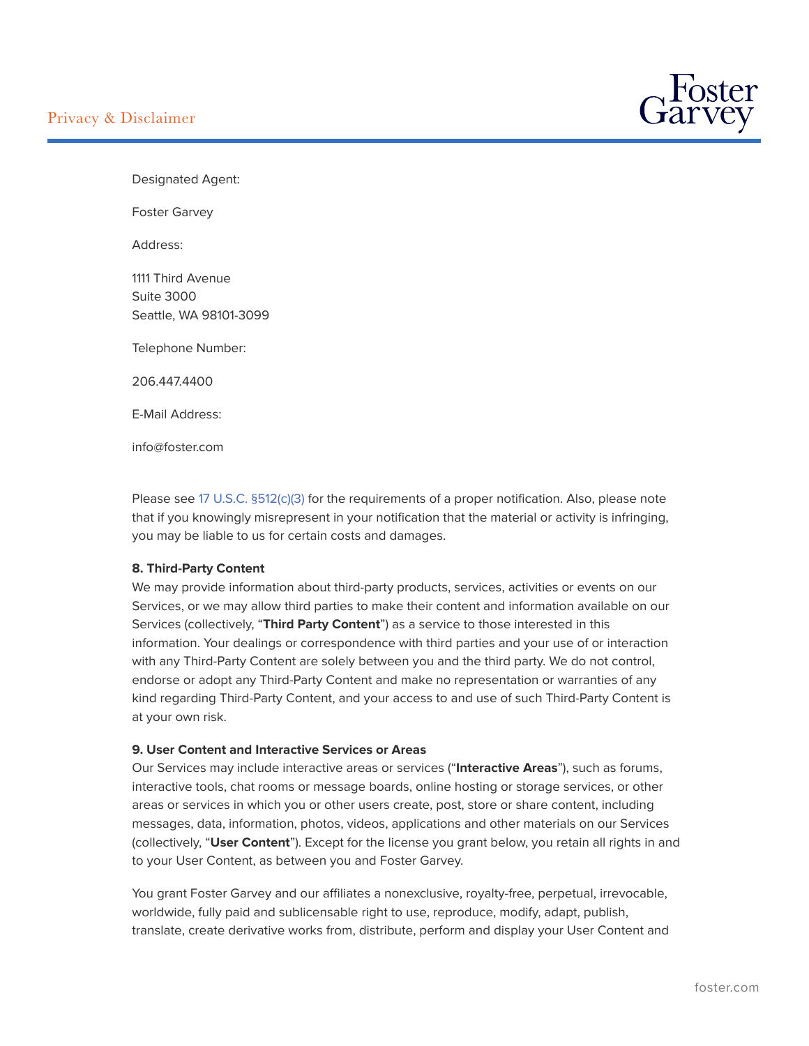Designated Agent:

Foster Garvey

Address:

1111 Third Avenue
Suite 3000
Seattle, WA 98101-3099

Telephone Number:

206.447.4400

E-Mail Address:

info@foster.com

Please see 17 U.S.C. §512(c)(3) for the requirements of a proper notification. Also, please note that if you knowingly misrepresent in your notification that the material or activity is infringing, you may be liable to us for certain costs and damages.

**8. Third-Party Content**

We may provide information about third-party products, services, activities or events on our Services, or we may allow third parties to make their content and information available on our Services (collectively, "**Third Party Content**") as a service to those interested in this information. Your dealings or correspondence with third parties and your use of or interaction with any Third-Party Content are solely between you and the third party. We do not control, endorse or adopt any Third-Party Content and make no representation or warranties of any kind regarding Third-Party Content, and your access to and use of such Third-Party Content is at your own risk.

**9. User Content and Interactive Services or Areas**

Our Services may include interactive areas or services ("**Interactive Areas**"), such as forums, interactive tools, chat rooms or message boards, online hosting or storage services, or other areas or services in which you or other users create, post, store or share content, including messages, data, information, photos, videos, applications and other materials on our Services (collectively, "**User Content**"). Except for the license you grant below, you retain all rights in and to your User Content, as between you and Foster Garvey.

You grant Foster Garvey and our affiliates a nonexclusive, royalty-free, perpetual, irrevocable, worldwide, fully paid and sublicensable right to use, reproduce, modify, adapt, publish, translate, create derivative works from, distribute, perform and display your User Content and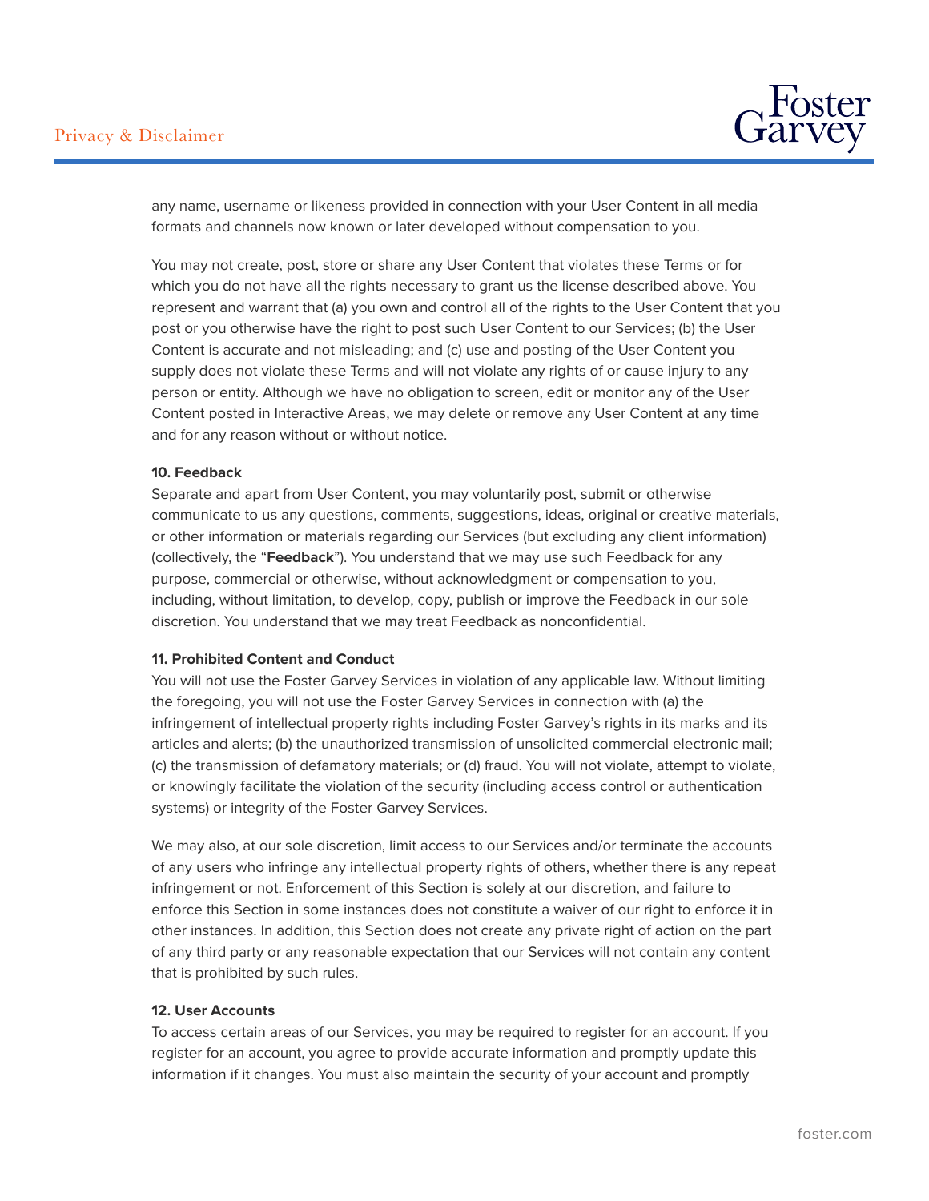any name, username or likeness provided in connection with your User Content in all media formats and channels now known or later developed without compensation to you.

You may not create, post, store or share any User Content that violates these Terms or for which you do not have all the rights necessary to grant us the license described above. You represent and warrant that (a) you own and control all of the rights to the User Content that you post or you otherwise have the right to post such User Content to our Services; (b) the User Content is accurate and not misleading; and (c) use and posting of the User Content you supply does not violate these Terms and will not violate any rights of or cause injury to any person or entity. Although we have no obligation to screen, edit or monitor any of the User Content posted in Interactive Areas, we may delete or remove any User Content at any time and for any reason without or without notice.

**10. Feedback**

Separate and apart from User Content, you may voluntarily post, submit or otherwise communicate to us any questions, comments, suggestions, ideas, original or creative materials, or other information or materials regarding our Services (but excluding any client information) (collectively, the "**Feedback**"). You understand that we may use such Feedback for any purpose, commercial or otherwise, without acknowledgment or compensation to you, including, without limitation, to develop, copy, publish or improve the Feedback in our sole discretion. You understand that we may treat Feedback as nonconfidential.

**11. Prohibited Content and Conduct**

You will not use the Foster Garvey Services in violation of any applicable law. Without limiting the foregoing, you will not use the Foster Garvey Services in connection with (a) the infringement of intellectual property rights including Foster Garvey's rights in its marks and its articles and alerts; (b) the unauthorized transmission of unsolicited commercial electronic mail; (c) the transmission of defamatory materials; or (d) fraud. You will not violate, attempt to violate, or knowingly facilitate the violation of the security (including access control or authentication systems) or integrity of the Foster Garvey Services.

We may also, at our sole discretion, limit access to our Services and/or terminate the accounts of any users who infringe any intellectual property rights of others, whether there is any repeat infringement or not. Enforcement of this Section is solely at our discretion, and failure to enforce this Section in some instances does not constitute a waiver of our right to enforce it in other instances. In addition, this Section does not create any private right of action on the part of any third party or any reasonable expectation that our Services will not contain any content that is prohibited by such rules.

**12. User Accounts**

To access certain areas of our Services, you may be required to register for an account. If you register for an account, you agree to provide accurate information and promptly update this information if it changes. You must also maintain the security of your account and promptly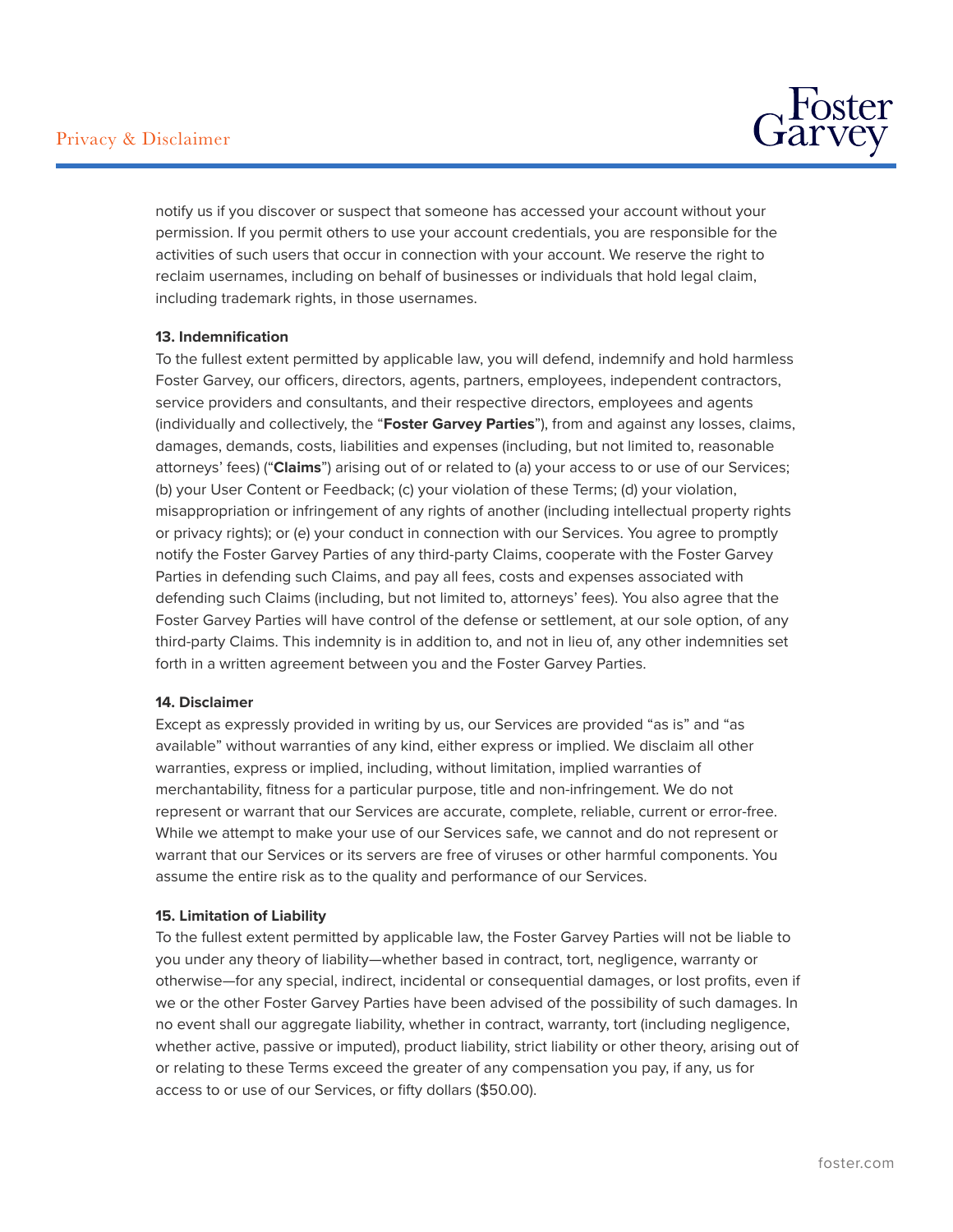notify us if you discover or suspect that someone has accessed your account without your permission. If you permit others to use your account credentials, you are responsible for the activities of such users that occur in connection with your account. We reserve the right to reclaim usernames, including on behalf of businesses or individuals that hold legal claim, including trademark rights, in those usernames.

**13. Indemnification**

To the fullest extent permitted by applicable law, you will defend, indemnify and hold harmless Foster Garvey, our officers, directors, agents, partners, employees, independent contractors, service providers and consultants, and their respective directors, employees and agents (individually and collectively, the "**Foster Garvey Parties**"), from and against any losses, claims, damages, demands, costs, liabilities and expenses (including, but not limited to, reasonable attorneys' fees) ("**Claims**") arising out of or related to (a) your access to or use of our Services; (b) your User Content or Feedback; (c) your violation of these Terms; (d) your violation, misappropriation or infringement of any rights of another (including intellectual property rights or privacy rights); or (e) your conduct in connection with our Services. You agree to promptly notify the Foster Garvey Parties of any third-party Claims, cooperate with the Foster Garvey Parties in defending such Claims, and pay all fees, costs and expenses associated with defending such Claims (including, but not limited to, attorneys' fees). You also agree that the Foster Garvey Parties will have control of the defense or settlement, at our sole option, of any third-party Claims. This indemnity is in addition to, and not in lieu of, any other indemnities set forth in a written agreement between you and the Foster Garvey Parties.

**14. Disclaimer**

Except as expressly provided in writing by us, our Services are provided "as is" and "as available" without warranties of any kind, either express or implied. We disclaim all other warranties, express or implied, including, without limitation, implied warranties of merchantability, fitness for a particular purpose, title and non-infringement. We do not represent or warrant that our Services are accurate, complete, reliable, current or error-free. While we attempt to make your use of our Services safe, we cannot and do not represent or warrant that our Services or its servers are free of viruses or other harmful components. You assume the entire risk as to the quality and performance of our Services.

**15. Limitation of Liability**

To the fullest extent permitted by applicable law, the Foster Garvey Parties will not be liable to you under any theory of liability—whether based in contract, tort, negligence, warranty or otherwise—for any special, indirect, incidental or consequential damages, or lost profits, even if we or the other Foster Garvey Parties have been advised of the possibility of such damages. In no event shall our aggregate liability, whether in contract, warranty, tort (including negligence, whether active, passive or imputed), product liability, strict liability or other theory, arising out of or relating to these Terms exceed the greater of any compensation you pay, if any, us for access to or use of our Services, or fifty dollars ($50.00).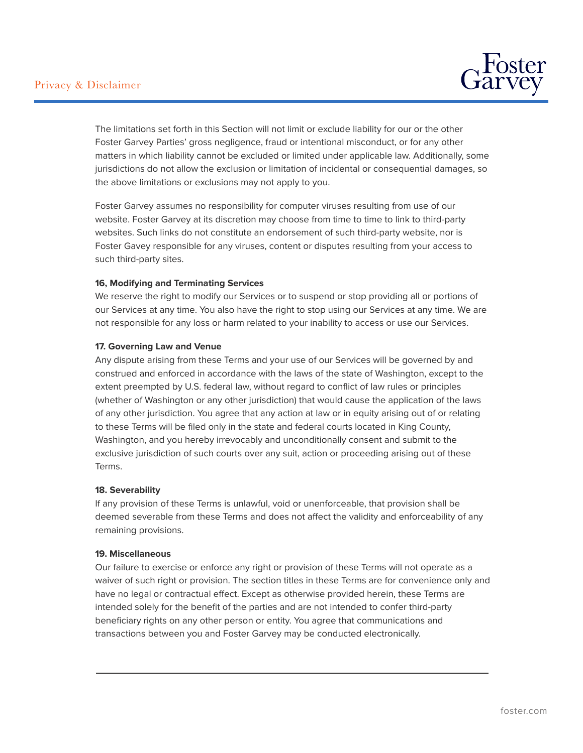The limitations set forth in this Section will not limit or exclude liability for our or the other Foster Garvey Parties' gross negligence, fraud or intentional misconduct, or for any other matters in which liability cannot be excluded or limited under applicable law. Additionally, some jurisdictions do not allow the exclusion or limitation of incidental or consequential damages, so the above limitations or exclusions may not apply to you.

Foster Garvey assumes no responsibility for computer viruses resulting from use of our website. Foster Garvey at its discretion may choose from time to time to link to third-party websites. Such links do not constitute an endorsement of such third-party website, nor is Foster Gavey responsible for any viruses, content or disputes resulting from your access to such third-party sites.

**16, Modifying and Terminating Services**

We reserve the right to modify our Services or to suspend or stop providing all or portions of our Services at any time. You also have the right to stop using our Services at any time. We are not responsible for any loss or harm related to your inability to access or use our Services.

**17. Governing Law and Venue**

Any dispute arising from these Terms and your use of our Services will be governed by and construed and enforced in accordance with the laws of the state of Washington, except to the extent preempted by U.S. federal law, without regard to conflict of law rules or principles (whether of Washington or any other jurisdiction) that would cause the application of the laws of any other jurisdiction. You agree that any action at law or in equity arising out of or relating to these Terms will be filed only in the state and federal courts located in King County, Washington, and you hereby irrevocably and unconditionally consent and submit to the exclusive jurisdiction of such courts over any suit, action or proceeding arising out of these Terms.

**18. Severability**

If any provision of these Terms is unlawful, void or unenforceable, that provision shall be deemed severable from these Terms and does not affect the validity and enforceability of any remaining provisions.

**19. Miscellaneous**

Our failure to exercise or enforce any right or provision of these Terms will not operate as a waiver of such right or provision. The section titles in these Terms are for convenience only and have no legal or contractual effect. Except as otherwise provided herein, these Terms are intended solely for the benefit of the parties and are not intended to confer third-party beneficiary rights on any other person or entity. You agree that communications and transactions between you and Foster Garvey may be conducted electronically.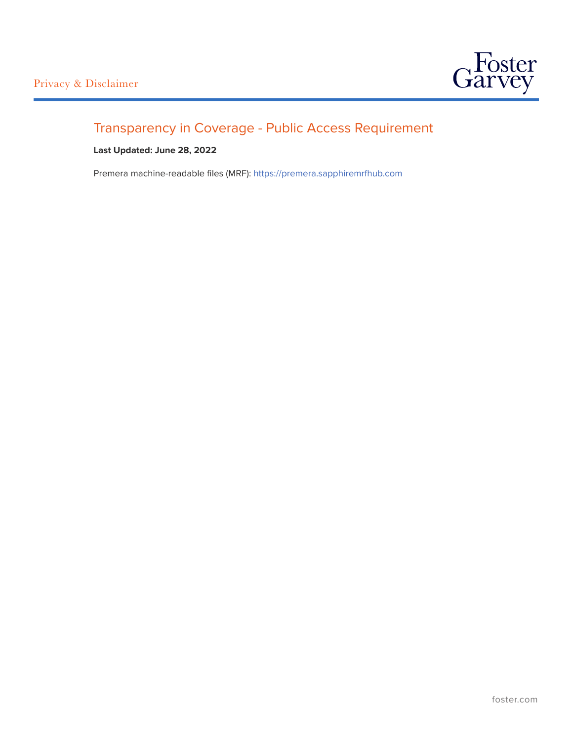## Transparency in Coverage - Public Access Requirement

**Last Updated: June 28, 2022**

Premera machine-readable files (MRF): https://premera.sapphiremrfhub.com